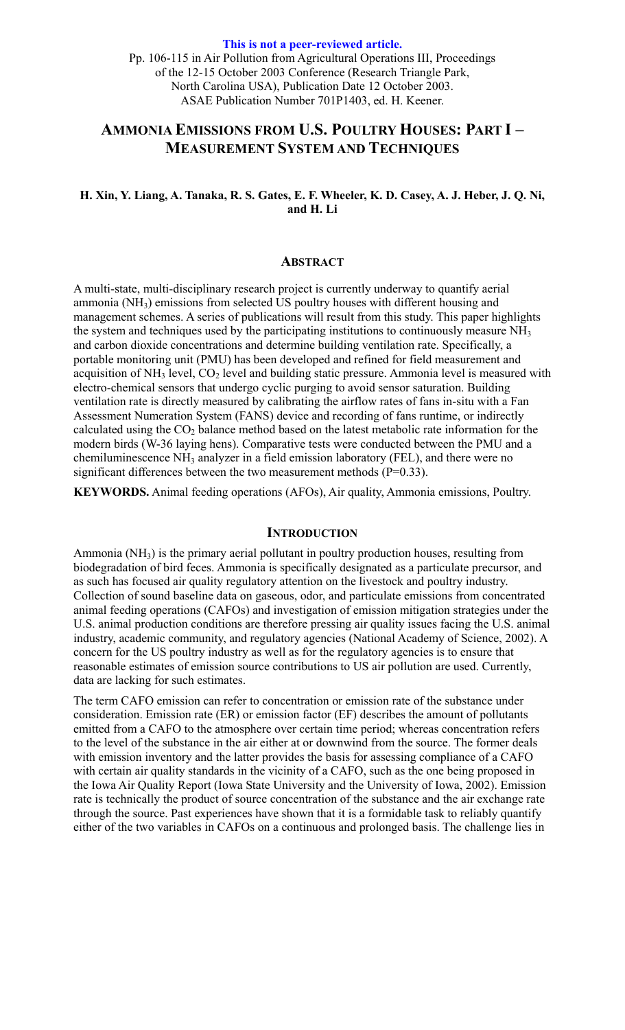**This is not a peer-reviewed article.**

Pp. 106-115 in Air Pollution from Agricultural Operations III, Proceedings of the 12-15 October 2003 Conference (Research Triangle Park, North Carolina USA), Publication Date 12 October 2003. ASAE Publication Number 701P1403, ed. H. Keener.

# Ammonia Emissions from U.S. Poultry Houses: Part I – Measurement System and Techniques

**H. Xin, Y. Liang, A. Tanaka, R. S. Gates, E. F. Wheeler, K. D. Casey, A. J. Heber, J. Q. Ni, and H. Li**

## Abstract

A multi-state, multi-disciplinary research project is currently underway to quantify aerial ammonia ($NH_3$) emissions from selected US poultry houses with different housing and management schemes. A series of publications will result from this study. This paper highlights the system and techniques used by the participating institutions to continuously measure $NH_3$ and carbon dioxide concentrations and determine building ventilation rate. Specifically, a portable monitoring unit (PMU) has been developed and refined for field measurement and acquisition of $NH_3$ level, $CO_2$ level and building static pressure. Ammonia level is measured with electro-chemical sensors that undergo cyclic purging to avoid sensor saturation. Building ventilation rate is directly measured by calibrating the airflow rates of fans in-situ with a Fan Assessment Numeration System (FANS) device and recording of fans runtime, or indirectly calculated using the $CO_2$ balance method based on the latest metabolic rate information for the modern birds (W-36 laying hens). Comparative tests were conducted between the PMU and a chemiluminescence $NH_3$ analyzer in a field emission laboratory (FEL), and there were no significant differences between the two measurement methods ($P=0.33$).

**KEYWORDS.** Animal feeding operations (AFOs), Air quality, Ammonia emissions, Poultry.

## Introduction

Ammonia ($NH_3$) is the primary aerial pollutant in poultry production houses, resulting from biodegradation of bird feces. Ammonia is specifically designated as a particulate precursor, and as such has focused air quality regulatory attention on the livestock and poultry industry. Collection of sound baseline data on gaseous, odor, and particulate emissions from concentrated animal feeding operations (CAFOs) and investigation of emission mitigation strategies under the U.S. animal production conditions are therefore pressing air quality issues facing the U.S. animal industry, academic community, and regulatory agencies (National Academy of Science, 2002). A concern for the US poultry industry as well as for the regulatory agencies is to ensure that reasonable estimates of emission source contributions to US air pollution are used. Currently, data are lacking for such estimates.

The term CAFO emission can refer to concentration or emission rate of the substance under consideration. Emission rate (ER) or emission factor (EF) describes the amount of pollutants emitted from a CAFO to the atmosphere over certain time period; whereas concentration refers to the level of the substance in the air either at or downwind from the source. The former deals with emission inventory and the latter provides the basis for assessing compliance of a CAFO with certain air quality standards in the vicinity of a CAFO, such as the one being proposed in the Iowa Air Quality Report (Iowa State University and the University of Iowa, 2002). Emission rate is technically the product of source concentration of the substance and the air exchange rate through the source. Past experiences have shown that it is a formidable task to reliably quantify either of the two variables in CAFOs on a continuous and prolonged basis. The challenge lies in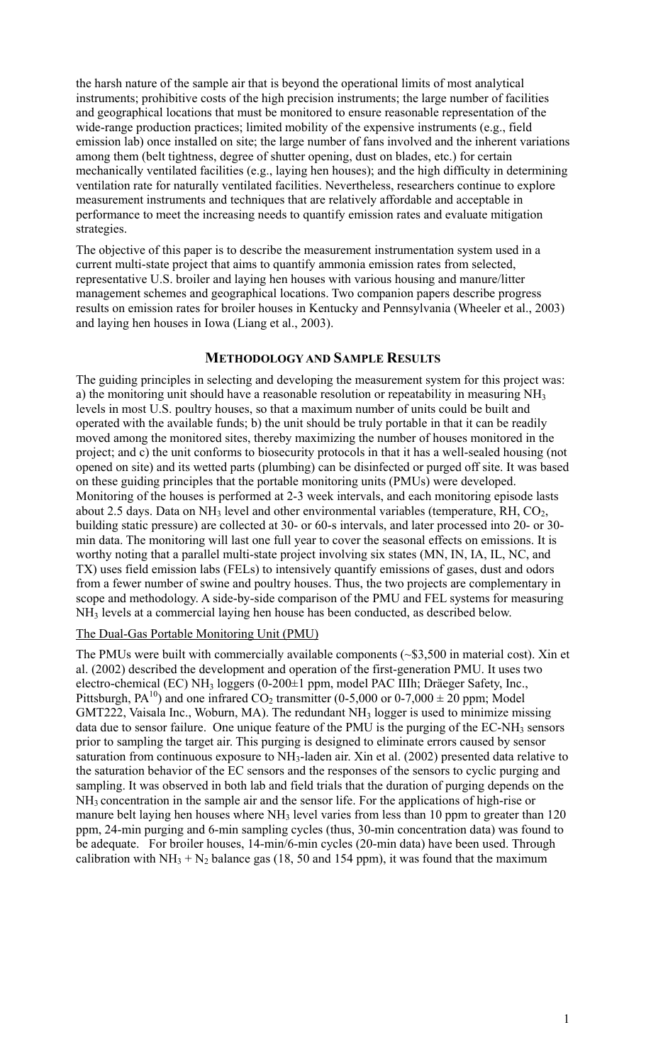the harsh nature of the sample air that is beyond the operational limits of most analytical instruments; prohibitive costs of the high precision instruments; the large number of facilities and geographical locations that must be monitored to ensure reasonable representation of the wide-range production practices; limited mobility of the expensive instruments (e.g., field emission lab) once installed on site; the large number of fans involved and the inherent variations among them (belt tightness, degree of shutter opening, dust on blades, etc.) for certain mechanically ventilated facilities (e.g., laying hen houses); and the high difficulty in determining ventilation rate for naturally ventilated facilities. Nevertheless, researchers continue to explore measurement instruments and techniques that are relatively affordable and acceptable in performance to meet the increasing needs to quantify emission rates and evaluate mitigation strategies.

The objective of this paper is to describe the measurement instrumentation system used in a current multi-state project that aims to quantify ammonia emission rates from selected, representative U.S. broiler and laying hen houses with various housing and manure/litter management schemes and geographical locations. Two companion papers describe progress results on emission rates for broiler houses in Kentucky and Pennsylvania (Wheeler et al., 2003) and laying hen houses in Iowa (Liang et al., 2003).

## METHODOLOGY AND SAMPLE RESULTS

The guiding principles in selecting and developing the measurement system for this project was: a) the monitoring unit should have a reasonable resolution or repeatability in measuring $NH_3$ levels in most U.S. poultry houses, so that a maximum number of units could be built and operated with the available funds; b) the unit should be truly portable in that it can be readily moved among the monitored sites, thereby maximizing the number of houses monitored in the project; and c) the unit conforms to biosecurity protocols in that it has a well-sealed housing (not opened on site) and its wetted parts (plumbing) can be disinfected or purged off site. It was based on these guiding principles that the portable monitoring units (PMUs) were developed. Monitoring of the houses is performed at 2-3 week intervals, and each monitoring episode lasts about 2.5 days. Data on $NH_3$ level and other environmental variables (temperature, RH, $CO_2$, building static pressure) are collected at 30- or 60-s intervals, and later processed into 20- or 30-min data. The monitoring will last one full year to cover the seasonal effects on emissions. It is worthy noting that a parallel multi-state project involving six states (MN, IN, IA, IL, NC, and TX) uses field emission labs (FELs) to intensively quantify emissions of gases, dust and odors from a fewer number of swine and poultry houses. Thus, the two projects are complementary in scope and methodology. A side-by-side comparison of the PMU and FEL systems for measuring $NH_3$ levels at a commercial laying hen house has been conducted, as described below.

### The Dual-Gas Portable Monitoring Unit (PMU)

The PMUs were built with commercially available components (~\$3,500 in material cost). Xin et al. (2002) described the development and operation of the first-generation PMU. It uses two electro-chemical (EC) $NH_3$ loggers (0-200±1 ppm, model PAC IIIh; Dräeger Safety, Inc., Pittsburgh, PA[10]) and one infrared $CO_2$ transmitter (0-5,000 or 0-7,000 ± 20 ppm; Model GMT222, Vaisala Inc., Woburn, MA). The redundant $NH_3$ logger is used to minimize missing data due to sensor failure. One unique feature of the PMU is the purging of the EC-$NH_3$ sensors prior to sampling the target air. This purging is designed to eliminate errors caused by sensor saturation from continuous exposure to $NH_3$-laden air. Xin et al. (2002) presented data relative to the saturation behavior of the EC sensors and the responses of the sensors to cyclic purging and sampling. It was observed in both lab and field trials that the duration of purging depends on the $NH_3$ concentration in the sample air and the sensor life. For the applications of high-rise or manure belt laying hen houses where $NH_3$ level varies from less than 10 ppm to greater than 120 ppm, 24-min purging and 6-min sampling cycles (thus, 30-min concentration data) was found to be adequate. For broiler houses, 14-min/6-min cycles (20-min data) have been used. Through calibration with $NH_3$ + $N_2$ balance gas (18, 50 and 154 ppm), it was found that the maximum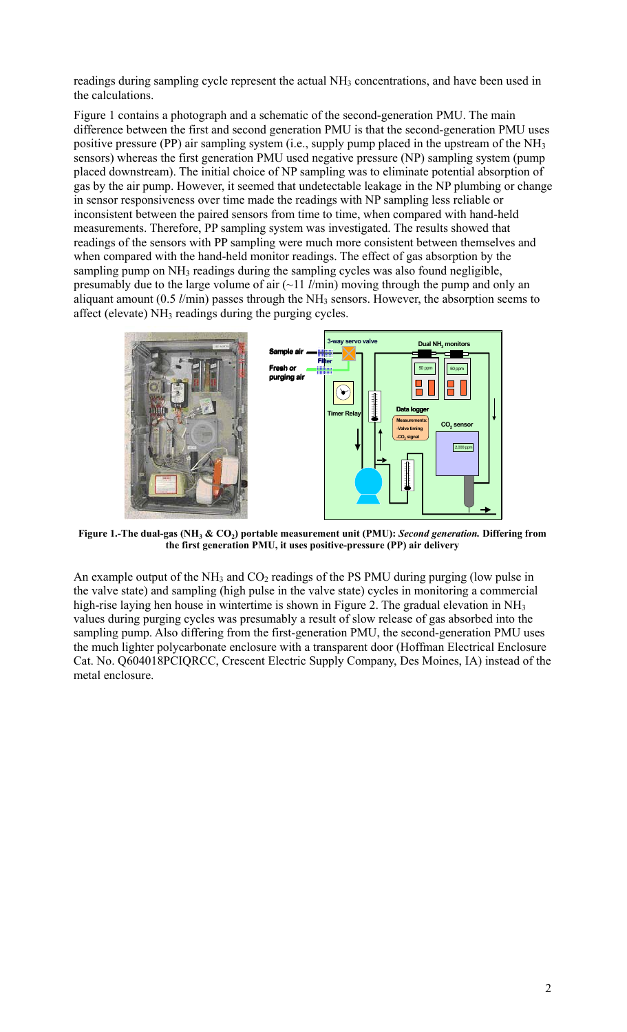readings during sampling cycle represent the actual $NH_3$ concentrations, and have been used in the calculations.

Figure 1 contains a photograph and a schematic of the second-generation PMU. The main difference between the first and second generation PMU is that the second-generation PMU uses positive pressure (PP) air sampling system (i.e., supply pump placed in the upstream of the $NH_3$ sensors) whereas the first generation PMU used negative pressure (NP) sampling system (pump placed downstream). The initial choice of NP sampling was to eliminate potential absorption of gas by the air pump. However, it seemed that undetectable leakage in the NP plumbing or change in sensor responsiveness over time made the readings with NP sampling less reliable or inconsistent between the paired sensors from time to time, when compared with hand-held measurements. Therefore, PP sampling system was investigated. The results showed that readings of the sensors with PP sampling were much more consistent between themselves and when compared with the hand-held monitor readings. The effect of gas absorption by the sampling pump on $NH_3$ readings during the sampling cycles was also found negligible, presumably due to the large volume of air (~11 *l*/min) moving through the pump and only an aliquant amount (0.5 *l*/min) passes through the $NH_3$ sensors. However, the absorption seems to affect (elevate) $NH_3$ readings during the purging cycles.

**Figure 1.-The dual-gas ($NH_3$ & $CO_2$) portable measurement unit (PMU):** ***Second generation.*** **Differing from the first generation PMU, it uses positive-pressure (PP) air delivery**

An example output of the $NH_3$ and $CO_2$ readings of the PS PMU during purging (low pulse in the valve state) and sampling (high pulse in the valve state) cycles in monitoring a commercial high-rise laying hen house in wintertime is shown in Figure 2. The gradual elevation in $NH_3$ values during purging cycles was presumably a result of slow release of gas absorbed into the sampling pump. Also differing from the first-generation PMU, the second-generation PMU uses the much lighter polycarbonate enclosure with a transparent door (Hoffman Electrical Enclosure Cat. No. Q604018PCIQRCC, Crescent Electric Supply Company, Des Moines, IA) instead of the metal enclosure.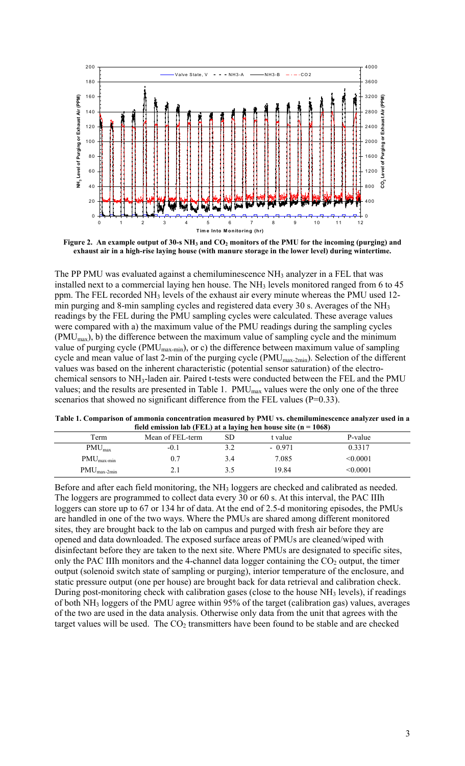Figure 2. An example output of 30-s $NH_3$ and $CO_2$ monitors of the PMU for the incoming (purging) and exhaust air in a high-rise laying house (with manure storage in the lower level) during wintertime.

The PP PMU was evaluated against a chemiluminescence $NH_3$ analyzer in a FEL that was installed next to a commercial laying hen house. The $NH_3$ levels monitored ranged from 6 to 45 ppm. The FEL recorded $NH_3$ levels of the exhaust air every minute whereas the PMU used 12-min purging and 8-min sampling cycles and registered data every 30 s. Averages of the $NH_3$ readings by the FEL during the PMU sampling cycles were calculated. These average values were compared with a) the maximum value of the PMU readings during the sampling cycles ($PMU_{max}$), b) the difference between the maximum value of sampling cycle and the minimum value of purging cycle ($PMU_{max-min}$), or c) the difference between maximum value of sampling cycle and mean value of last 2-min of the purging cycle ($PMU_{max-2min}$). Selection of the different values was based on the inherent characteristic (potential sensor saturation) of the electro-chemical sensors to $NH_3$-laden air. Paired t-tests were conducted between the FEL and the PMU values; and the results are presented in Table 1. $PMU_{max}$ values were the only one of the three scenarios that showed no significant difference from the FEL values (P=0.33).

Table 1. Comparison of ammonia concentration measured by PMU vs. chemiluminescence analyzer used in a field emission lab (FEL) at a laying hen house site (n = 1068)

| Term | Mean of FEL-term | SD | t value | P-value |
|---|---|---|---|---|
| $PMU_{max}$ | -0.1 | 3.2 | - 0.971 | 0.3317 |
| $PMU_{max-min}$ | 0.7 | 3.4 | 7.085 | <0.0001 |
| $PMU_{max-2min}$ | 2.1 | 3.5 | 19.84 | <0.0001 |

Before and after each field monitoring, the $NH_3$ loggers are checked and calibrated as needed. The loggers are programmed to collect data every 30 or 60 s. At this interval, the PAC IIIh loggers can store up to 67 or 134 hr of data. At the end of 2.5-d monitoring episodes, the PMUs are handled in one of the two ways. Where the PMUs are shared among different monitored sites, they are brought back to the lab on campus and purged with fresh air before they are opened and data downloaded. The exposed surface areas of PMUs are cleaned/wiped with disinfectant before they are taken to the next site. Where PMUs are designated to specific sites, only the PAC IIIh monitors and the 4-channel data logger containing the $CO_2$ output, the timer output (solenoid switch state of sampling or purging), interior temperature of the enclosure, and static pressure output (one per house) are brought back for data retrieval and calibration check. During post-monitoring check with calibration gases (close to the house $NH_3$ levels), if readings of both $NH_3$ loggers of the PMU agree within 95% of the target (calibration gas) values, averages of the two are used in the data analysis. Otherwise only data from the unit that agrees with the target values will be used. The $CO_2$ transmitters have been found to be stable and are checked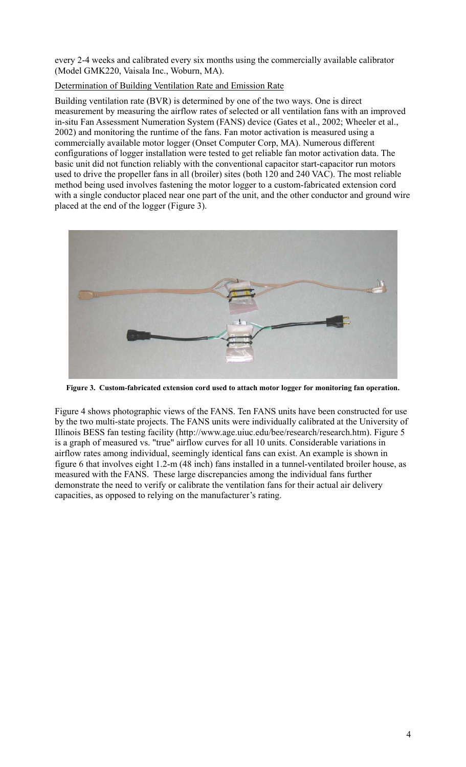every 2-4 weeks and calibrated every six months using the commercially available calibrator (Model GMK220, Vaisala Inc., Woburn, MA).

Determination of Building Ventilation Rate and Emission Rate

Building ventilation rate (BVR) is determined by one of the two ways. One is direct measurement by measuring the airflow rates of selected or all ventilation fans with an improved in-situ Fan Assessment Numeration System (FANS) device (Gates et al., 2002; Wheeler et al., 2002) and monitoring the runtime of the fans. Fan motor activation is measured using a commercially available motor logger (Onset Computer Corp, MA). Numerous different configurations of logger installation were tested to get reliable fan motor activation data. The basic unit did not function reliably with the conventional capacitor start-capacitor run motors used to drive the propeller fans in all (broiler) sites (both 120 and 240 VAC). The most reliable method being used involves fastening the motor logger to a custom-fabricated extension cord with a single conductor placed near one part of the unit, and the other conductor and ground wire placed at the end of the logger (Figure 3).

**Figure 3. Custom-fabricated extension cord used to attach motor logger for monitoring fan operation.**

Figure 4 shows photographic views of the FANS. Ten FANS units have been constructed for use by the two multi-state projects. The FANS units were individually calibrated at the University of Illinois BESS fan testing facility (http://www.age.uiuc.edu/bee/research/research.htm). Figure 5 is a graph of measured vs. "true" airflow curves for all 10 units. Considerable variations in airflow rates among individual, seemingly identical fans can exist. An example is shown in figure 6 that involves eight 1.2-m (48 inch) fans installed in a tunnel-ventilated broiler house, as measured with the FANS. These large discrepancies among the individual fans further demonstrate the need to verify or calibrate the ventilation fans for their actual air delivery capacities, as opposed to relying on the manufacturer's rating.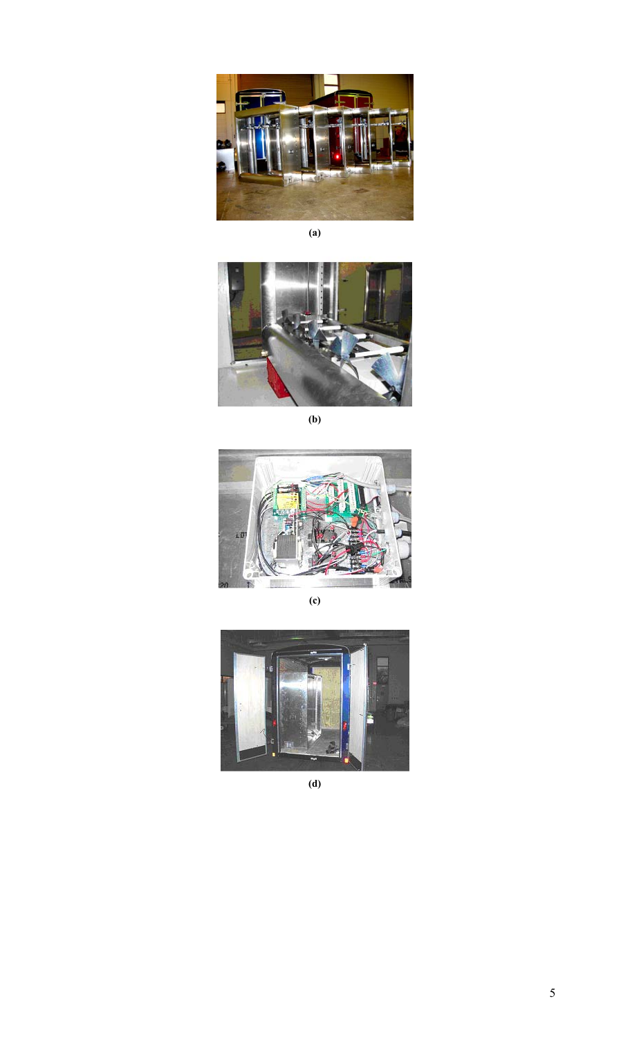(a)

(b)

(c)

(d)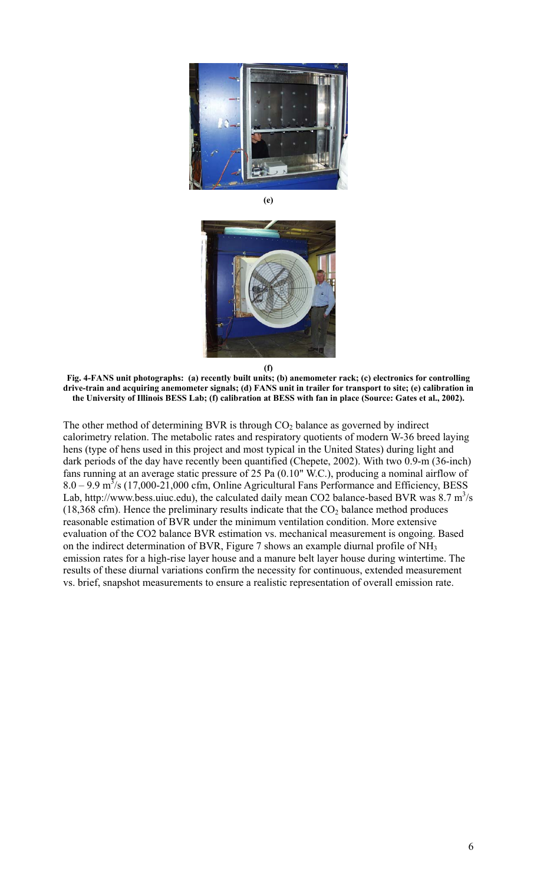(e)

(f)

**Fig. 4-FANS unit photographs: (a) recently built units; (b) anemometer rack; (c) electronics for controlling drive-train and acquiring anemometer signals; (d) FANS unit in trailer for transport to site; (e) calibration in the University of Illinois BESS Lab; (f) calibration at BESS with fan in place (Source: Gates et al., 2002).**

The other method of determining BVR is through $CO_2$ balance as governed by indirect calorimetry relation. The metabolic rates and respiratory quotients of modern W-36 breed laying hens (type of hens used in this project and most typical in the United States) during light and dark periods of the day have recently been quantified (Chepete, 2002). With two 0.9-m (36-inch) fans running at an average static pressure of 25 Pa (0.10" W.C.), producing a nominal airflow of $8.0 – 9.9\ m^3/s$ (17,000-21,000 cfm, Online Agricultural Fans Performance and Efficiency, BESS Lab, http://www.bess.uiuc.edu), the calculated daily mean CO2 balance-based BVR was $8.7\ m^3/s$ (18,368 cfm). Hence the preliminary results indicate that the $CO_2$ balance method produces reasonable estimation of BVR under the minimum ventilation condition. More extensive evaluation of the CO2 balance BVR estimation vs. mechanical measurement is ongoing. Based on the indirect determination of BVR, Figure 7 shows an example diurnal profile of $NH_3$ emission rates for a high-rise layer house and a manure belt layer house during wintertime. The results of these diurnal variations confirm the necessity for continuous, extended measurement vs. brief, snapshot measurements to ensure a realistic representation of overall emission rate.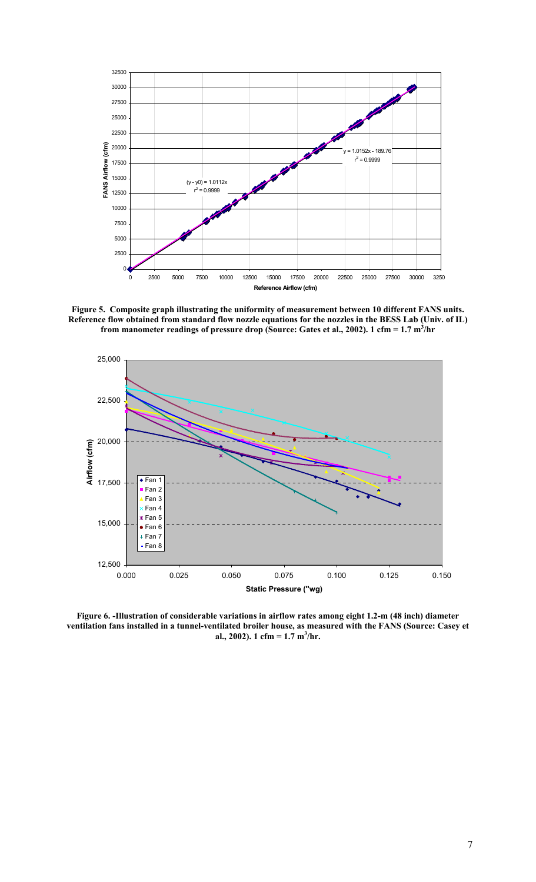**Figure 5. Composite graph illustrating the uniformity of measurement between 10 different FANS units. Reference flow obtained from standard flow nozzle equations for the nozzles in the BESS Lab (Univ. of IL) from manometer readings of pressure drop (Source: Gates et al., 2002). 1 cfm = 1.7 m$^3$/hr**

**Figure 6. -Illustration of considerable variations in airflow rates among eight 1.2-m (48 inch) diameter ventilation fans installed in a tunnel-ventilated broiler house, as measured with the FANS (Source: Casey et al., 2002). 1 cfm = 1.7 m$^3$/hr.**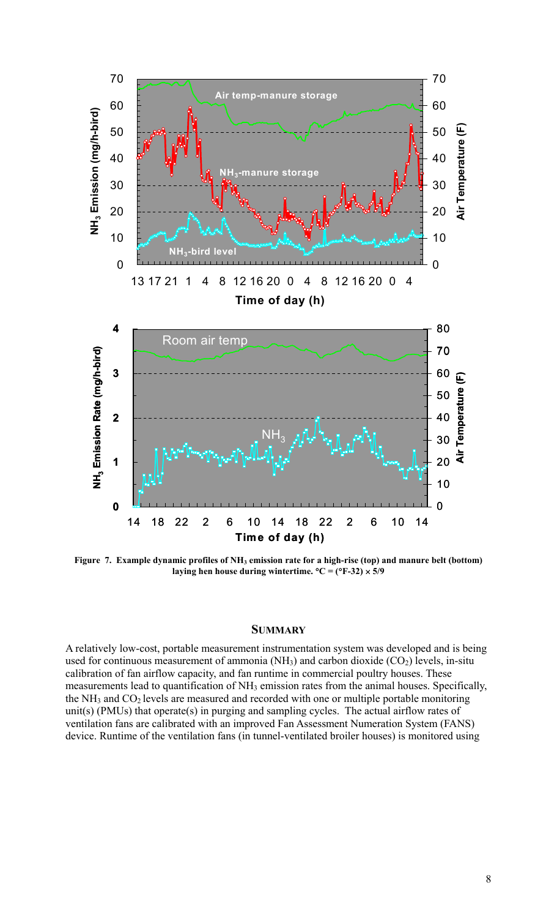**Figure 7. Example dynamic profiles of $NH_3$ emission rate for a high-rise (top) and manure belt (bottom) laying hen house during wintertime. °C = (°F-32) × 5/9**

## SUMMARY

A relatively low-cost, portable measurement instrumentation system was developed and is being used for continuous measurement of ammonia ($NH_3$) and carbon dioxide ($CO_2$) levels, in-situ calibration of fan airflow capacity, and fan runtime in commercial poultry houses. These measurements lead to quantification of $NH_3$ emission rates from the animal houses. Specifically, the $NH_3$ and $CO_2$ levels are measured and recorded with one or multiple portable monitoring unit(s) (PMUs) that operate(s) in purging and sampling cycles. The actual airflow rates of ventilation fans are calibrated with an improved Fan Assessment Numeration System (FANS) device. Runtime of the ventilation fans (in tunnel-ventilated broiler houses) is monitored using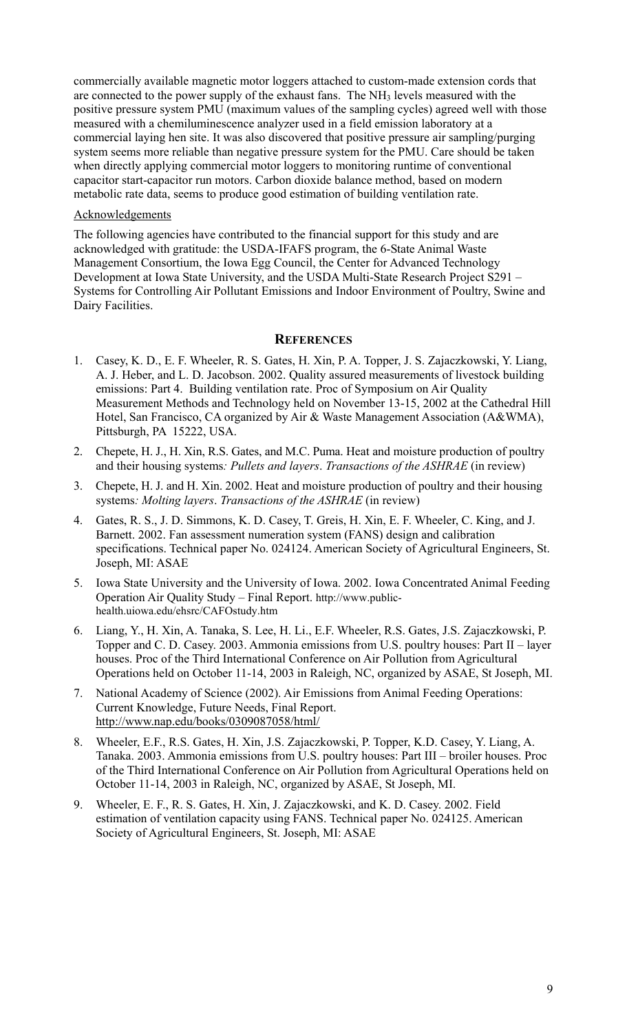commercially available magnetic motor loggers attached to custom-made extension cords that are connected to the power supply of the exhaust fans. The $NH_3$ levels measured with the positive pressure system PMU (maximum values of the sampling cycles) agreed well with those measured with a chemiluminescence analyzer used in a field emission laboratory at a commercial laying hen site. It was also discovered that positive pressure air sampling/purging system seems more reliable than negative pressure system for the PMU. Care should be taken when directly applying commercial motor loggers to monitoring runtime of conventional capacitor start-capacitor run motors. Carbon dioxide balance method, based on modern metabolic rate data, seems to produce good estimation of building ventilation rate.

Acknowledgements

The following agencies have contributed to the financial support for this study and are acknowledged with gratitude: the USDA-IFAFS program, the 6-State Animal Waste Management Consortium, the Iowa Egg Council, the Center for Advanced Technology Development at Iowa State University, and the USDA Multi-State Research Project S291 – Systems for Controlling Air Pollutant Emissions and Indoor Environment of Poultry, Swine and Dairy Facilities.

## References

1. Casey, K. D., E. F. Wheeler, R. S. Gates, H. Xin, P. A. Topper, J. S. Zajaczkowski, Y. Liang, A. J. Heber, and L. D. Jacobson. 2002. Quality assured measurements of livestock building emissions: Part 4. Building ventilation rate. Proc of Symposium on Air Quality Measurement Methods and Technology held on November 13-15, 2002 at the Cathedral Hill Hotel, San Francisco, CA organized by Air & Waste Management Association (A&WMA), Pittsburgh, PA 15222, USA.
2. Chepete, H. J., H. Xin, R.S. Gates, and M.C. Puma. Heat and moisture production of poultry and their housing systems*: Pullets and layers*. *Transactions of the ASHRAE* (in review)
3. Chepete, H. J. and H. Xin. 2002. Heat and moisture production of poultry and their housing systems*: Molting layers*. *Transactions of the ASHRAE* (in review)
4. Gates, R. S., J. D. Simmons, K. D. Casey, T. Greis, H. Xin, E. F. Wheeler, C. King, and J. Barnett. 2002. Fan assessment numeration system (FANS) design and calibration specifications. Technical paper No. 024124. American Society of Agricultural Engineers, St. Joseph, MI: ASAE
5. Iowa State University and the University of Iowa. 2002. Iowa Concentrated Animal Feeding Operation Air Quality Study – Final Report. http://www.public-health.uiowa.edu/ehsrc/CAFOstudy.htm
6. Liang, Y., H. Xin, A. Tanaka, S. Lee, H. Li., E.F. Wheeler, R.S. Gates, J.S. Zajaczkowski, P. Topper and C. D. Casey. 2003. Ammonia emissions from U.S. poultry houses: Part II – layer houses. Proc of the Third International Conference on Air Pollution from Agricultural Operations held on October 11-14, 2003 in Raleigh, NC, organized by ASAE, St Joseph, MI.
7. National Academy of Science (2002). Air Emissions from Animal Feeding Operations: Current Knowledge, Future Needs, Final Report. http://www.nap.edu/books/0309087058/html/
8. Wheeler, E.F., R.S. Gates, H. Xin, J.S. Zajaczkowski, P. Topper, K.D. Casey, Y. Liang, A. Tanaka. 2003. Ammonia emissions from U.S. poultry houses: Part III – broiler houses. Proc of the Third International Conference on Air Pollution from Agricultural Operations held on October 11-14, 2003 in Raleigh, NC, organized by ASAE, St Joseph, MI.
9. Wheeler, E. F., R. S. Gates, H. Xin, J. Zajaczkowski, and K. D. Casey. 2002. Field estimation of ventilation capacity using FANS. Technical paper No. 024125. American Society of Agricultural Engineers, St. Joseph, MI: ASAE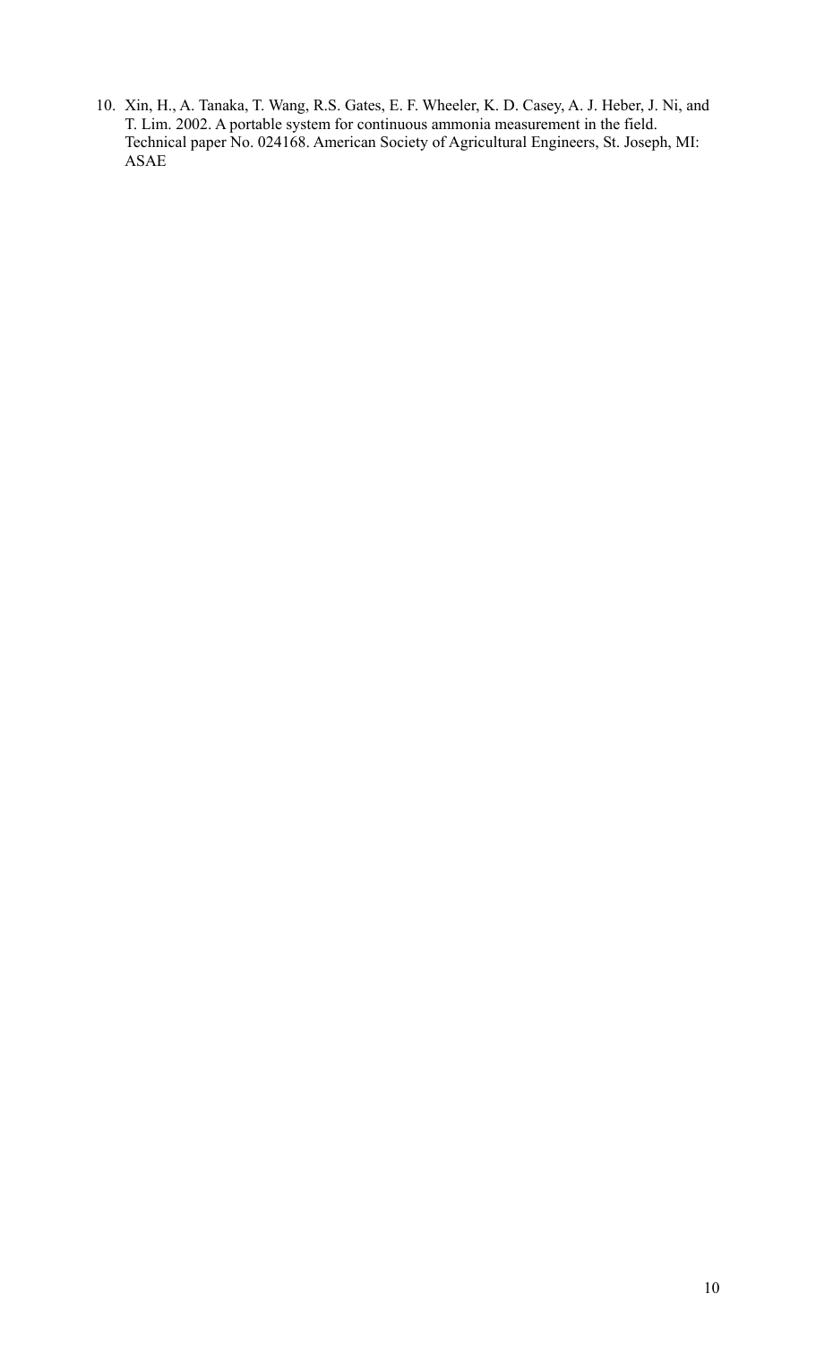10. Xin, H., A. Tanaka, T. Wang, R.S. Gates, E. F. Wheeler, K. D. Casey, A. J. Heber, J. Ni, and T. Lim. 2002. A portable system for continuous ammonia measurement in the field. Technical paper No. 024168. American Society of Agricultural Engineers, St. Joseph, MI: ASAE